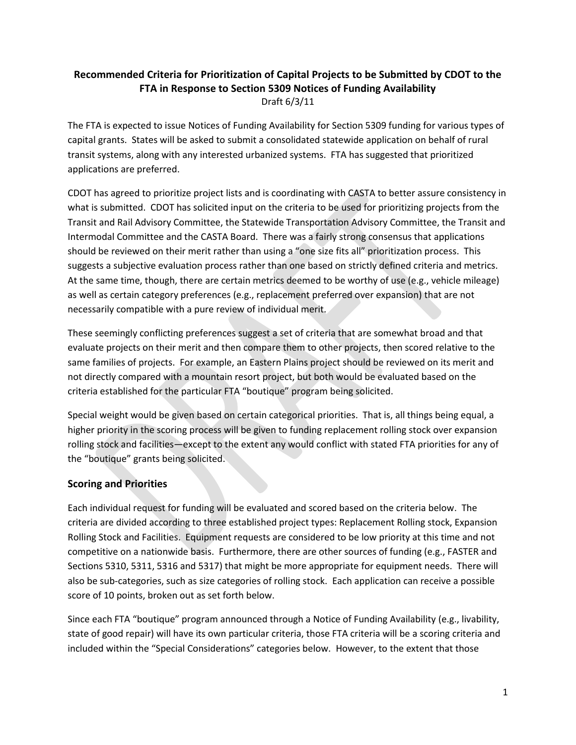**Recommended Criteria for Prioritization of Capital Projects to be Submitted by CDOT to the FTA in Response to Section 5309 Notices of Funding Availability**

Draft 6/3/11

The FTA is expected to issue Notices of Funding Availability for Section 5309 funding for various types of capital grants. States will be asked to submit a consolidated statewide application on behalf of rural transit systems, along with any interested urbanized systems. FTA has suggested that prioritized applications are preferred.

CDOT has agreed to prioritize project lists and is coordinating with CASTA to better assure consistency in what is submitted. CDOT has solicited input on the criteria to be used for prioritizing projects from the Transit and Rail Advisory Committee, the Statewide Transportation Advisory Committee, the Transit and Intermodal Committee and the CASTA Board. There was a fairly strong consensus that applications should be reviewed on their merit rather than using a "one size fits all" prioritization process. This suggests a subjective evaluation process rather than one based on strictly defined criteria and metrics. At the same time, though, there are certain metrics deemed to be worthy of use (e.g., vehicle mileage) as well as certain category preferences (e.g., replacement preferred over expansion) that are not necessarily compatible with a pure review of individual merit.

These seemingly conflicting preferences suggest a set of criteria that are somewhat broad and that evaluate projects on their merit and then compare them to other projects, then scored relative to the same families of projects. For example, an Eastern Plains project should be reviewed on its merit and not directly compared with a mountain resort project, but both would be evaluated based on the criteria established for the particular FTA "boutique" program being solicited.

Special weight would be given based on certain categorical priorities. That is, all things being equal, a higher priority in the scoring process will be given to funding replacement rolling stock over expansion rolling stock and facilities—except to the extent any would conflict with stated FTA priorities for any of the "boutique" grants being solicited.

## Scoring and Priorities

Each individual request for funding will be evaluated and scored based on the criteria below. The criteria are divided according to three established project types: Replacement Rolling stock, Expansion Rolling Stock and Facilities. Equipment requests are considered to be low priority at this time and not competitive on a nationwide basis. Furthermore, there are other sources of funding (e.g., FASTER and Sections 5310, 5311, 5316 and 5317) that might be more appropriate for equipment needs. There will also be sub-categories, such as size categories of rolling stock. Each application can receive a possible score of 10 points, broken out as set forth below.

Since each FTA "boutique" program announced through a Notice of Funding Availability (e.g., livability, state of good repair) will have its own particular criteria, those FTA criteria will be a scoring criteria and included within the "Special Considerations" categories below. However, to the extent that those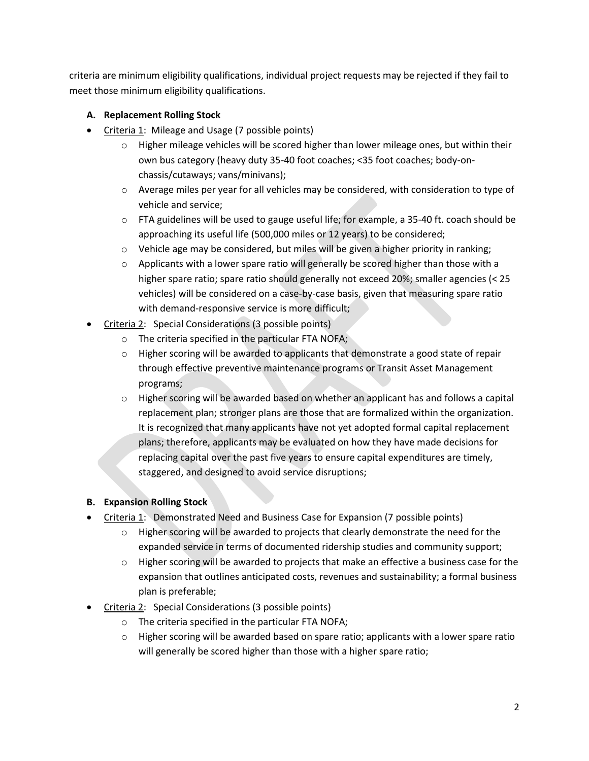criteria are minimum eligibility qualifications, individual project requests may be rejected if they fail to meet those minimum eligibility qualifications.

**A. Replacement Rolling Stock**

- Criteria 1: Mileage and Usage (7 possible points)
  - Higher mileage vehicles will be scored higher than lower mileage ones, but within their own bus category (heavy duty 35-40 foot coaches; <35 foot coaches; body-on-chassis/cutaways; vans/minivans);
  - Average miles per year for all vehicles may be considered, with consideration to type of vehicle and service;
  - FTA guidelines will be used to gauge useful life; for example, a 35-40 ft. coach should be approaching its useful life (500,000 miles or 12 years) to be considered;
  - Vehicle age may be considered, but miles will be given a higher priority in ranking;
  - Applicants with a lower spare ratio will generally be scored higher than those with a higher spare ratio; spare ratio should generally not exceed 20%; smaller agencies (< 25 vehicles) will be considered on a case-by-case basis, given that measuring spare ratio with demand-responsive service is more difficult;
- Criteria 2: Special Considerations (3 possible points)
  - The criteria specified in the particular FTA NOFA;
  - Higher scoring will be awarded to applicants that demonstrate a good state of repair through effective preventive maintenance programs or Transit Asset Management programs;
  - Higher scoring will be awarded based on whether an applicant has and follows a capital replacement plan; stronger plans are those that are formalized within the organization. It is recognized that many applicants have not yet adopted formal capital replacement plans; therefore, applicants may be evaluated on how they have made decisions for replacing capital over the past five years to ensure capital expenditures are timely, staggered, and designed to avoid service disruptions;

**B. Expansion Rolling Stock**

- Criteria 1: Demonstrated Need and Business Case for Expansion (7 possible points)
  - Higher scoring will be awarded to projects that clearly demonstrate the need for the expanded service in terms of documented ridership studies and community support;
  - Higher scoring will be awarded to projects that make an effective a business case for the expansion that outlines anticipated costs, revenues and sustainability; a formal business plan is preferable;
- Criteria 2: Special Considerations (3 possible points)
  - The criteria specified in the particular FTA NOFA;
  - Higher scoring will be awarded based on spare ratio; applicants with a lower spare ratio will generally be scored higher than those with a higher spare ratio;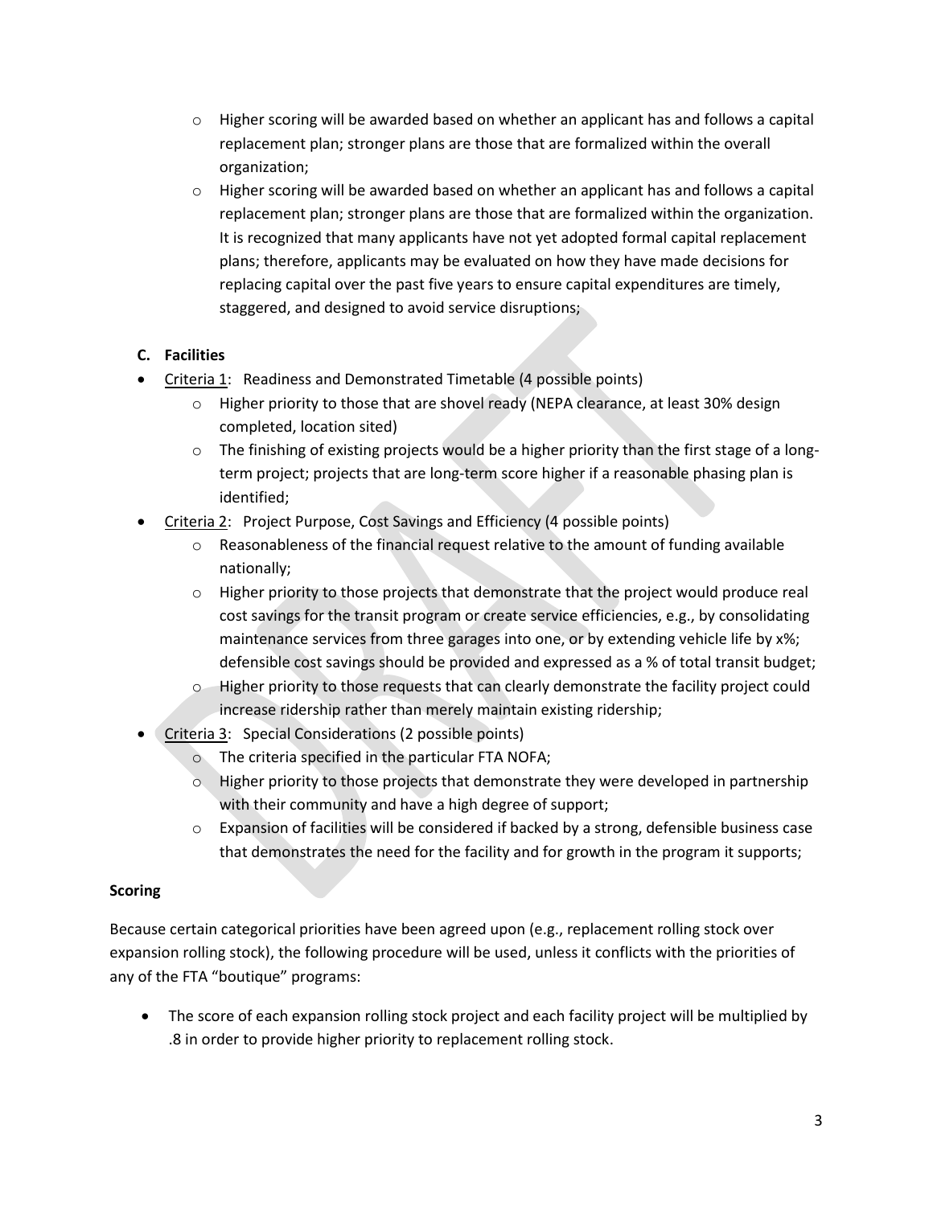- Higher scoring will be awarded based on whether an applicant has and follows a capital replacement plan; stronger plans are those that are formalized within the overall organization;
- Higher scoring will be awarded based on whether an applicant has and follows a capital replacement plan; stronger plans are those that are formalized within the organization. It is recognized that many applicants have not yet adopted formal capital replacement plans; therefore, applicants may be evaluated on how they have made decisions for replacing capital over the past five years to ensure capital expenditures are timely, staggered, and designed to avoid service disruptions;

**C. Facilities**

- Criteria 1: Readiness and Demonstrated Timetable (4 possible points)
  - Higher priority to those that are shovel ready (NEPA clearance, at least 30% design completed, location sited)
  - The finishing of existing projects would be a higher priority than the first stage of a long-term project; projects that are long-term score higher if a reasonable phasing plan is identified;
- Criteria 2: Project Purpose, Cost Savings and Efficiency (4 possible points)
  - Reasonableness of the financial request relative to the amount of funding available nationally;
  - Higher priority to those projects that demonstrate that the project would produce real cost savings for the transit program or create service efficiencies, e.g., by consolidating maintenance services from three garages into one, or by extending vehicle life by x%; defensible cost savings should be provided and expressed as a % of total transit budget;
  - Higher priority to those requests that can clearly demonstrate the facility project could increase ridership rather than merely maintain existing ridership;
- Criteria 3: Special Considerations (2 possible points)
  - The criteria specified in the particular FTA NOFA;
  - Higher priority to those projects that demonstrate they were developed in partnership with their community and have a high degree of support;
  - Expansion of facilities will be considered if backed by a strong, defensible business case that demonstrates the need for the facility and for growth in the program it supports;

**Scoring**

Because certain categorical priorities have been agreed upon (e.g., replacement rolling stock over expansion rolling stock), the following procedure will be used, unless it conflicts with the priorities of any of the FTA "boutique" programs:

- The score of each expansion rolling stock project and each facility project will be multiplied by .8 in order to provide higher priority to replacement rolling stock.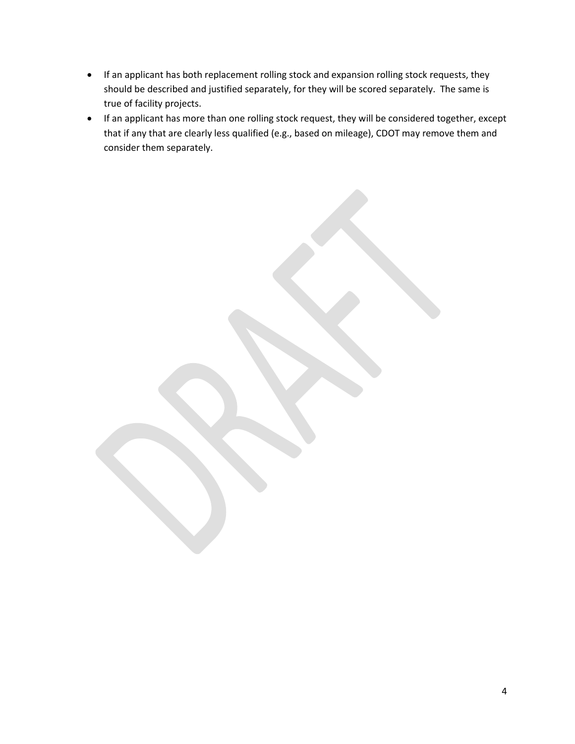- If an applicant has both replacement rolling stock and expansion rolling stock requests, they should be described and justified separately, for they will be scored separately. The same is true of facility projects.
- If an applicant has more than one rolling stock request, they will be considered together, except that if any that are clearly less qualified (e.g., based on mileage), CDOT may remove them and consider them separately.